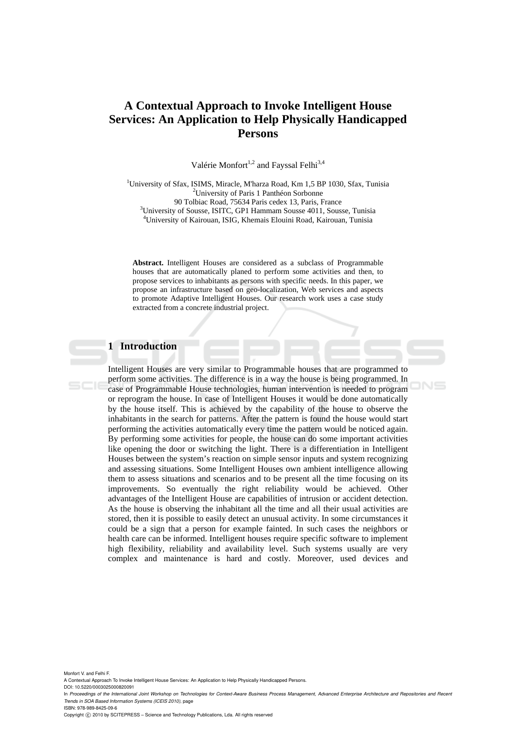# A Contextual Approach to Invoke Intelligent House Services: An Application to Help Physically Handicapped Persons

Valérie Monfort[1,2] and Fayssal Felhi[3,4]

[1]University of Sfax, ISIMS, Miracle, M'harza Road, Km 1,5 BP 1030, Sfax, Tunisia
[2]University of Paris 1 Panthéon Sorbonne
90 Tolbiac Road, 75634 Paris cedex 13, Paris, France
[3]University of Sousse, ISITC, GP1 Hammam Sousse 4011, Sousse, Tunisia
[4]University of Kairouan, ISIG, Khemais Elouini Road, Kairouan, Tunisia

**Abstract.** Intelligent Houses are considered as a subclass of Programmable houses that are automatically planed to perform some activities and then, to propose services to inhabitants as persons with specific needs. In this paper, we propose an infrastructure based on geo-localization, Web services and aspects to promote Adaptive Intelligent Houses. Our research work uses a case study extracted from a concrete industrial project.

## 1 Introduction

Intelligent Houses are very similar to Programmable houses that are programmed to perform some activities. The difference is in a way the house is being programmed. In case of Programmable House technologies, human intervention is needed to program or reprogram the house. In case of Intelligent Houses it would be done automatically by the house itself. This is achieved by the capability of the house to observe the inhabitants in the search for patterns. After the pattern is found the house would start performing the activities automatically every time the pattern would be noticed again. By performing some activities for people, the house can do some important activities like opening the door or switching the light. There is a differentiation in Intelligent Houses between the system's reaction on simple sensor inputs and system recognizing and assessing situations. Some Intelligent Houses own ambient intelligence allowing them to assess situations and scenarios and to be present all the time focusing on its improvements. So eventually the right reliability would be achieved. Other advantages of the Intelligent House are capabilities of intrusion or accident detection. As the house is observing the inhabitant all the time and all their usual activities are stored, then it is possible to easily detect an unusual activity. In some circumstances it could be a sign that a person for example fainted. In such cases the neighbors or health care can be informed. Intelligent houses require specific software to implement high flexibility, reliability and availability level. Such systems usually are very complex and maintenance is hard and costly. Moreover, used devices and

Monfort V. and Felhi F.
A Contextual Approach To Invoke Intelligent House Services: An Application to Help Physically Handicapped Persons.
DOI: 10.5220/0003025000820091
In *Proceedings of the International Joint Workshop on Technologies for Context-Aware Business Process Management, Advanced Enterprise Architecture and Repositories and Recent Trends in SOA Based Information Systems (ICEIS 2010)*, page
ISBN: 978-989-8425-09-6
Copyright © 2010 by SCITEPRESS – Science and Technology Publications, Lda. All rights reserved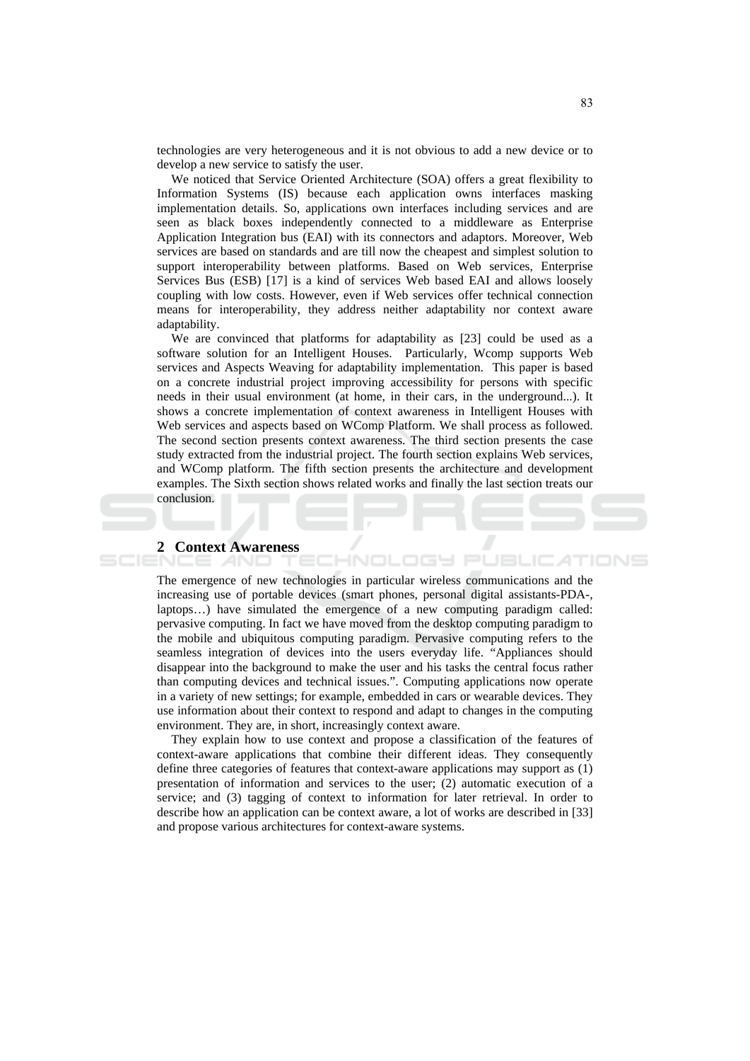technologies are very heterogeneous and it is not obvious to add a new device or to develop a new service to satisfy the user.

We noticed that Service Oriented Architecture (SOA) offers a great flexibility to Information Systems (IS) because each application owns interfaces masking implementation details. So, applications own interfaces including services and are seen as black boxes independently connected to a middleware as Enterprise Application Integration bus (EAI) with its connectors and adaptors. Moreover, Web services are based on standards and are till now the cheapest and simplest solution to support interoperability between platforms. Based on Web services, Enterprise Services Bus (ESB) [17] is a kind of services Web based EAI and allows loosely coupling with low costs. However, even if Web services offer technical connection means for interoperability, they address neither adaptability nor context aware adaptability.

We are convinced that platforms for adaptability as [23] could be used as a software solution for an Intelligent Houses. Particularly, Wcomp supports Web services and Aspects Weaving for adaptability implementation. This paper is based on a concrete industrial project improving accessibility for persons with specific needs in their usual environment (at home, in their cars, in the underground...). It shows a concrete implementation of context awareness in Intelligent Houses with Web services and aspects based on WComp Platform. We shall process as followed. The second section presents context awareness. The third section presents the case study extracted from the industrial project. The fourth section explains Web services, and WComp platform. The fifth section presents the architecture and development examples. The Sixth section shows related works and finally the last section treats our conclusion.

## 2 Context Awareness

The emergence of new technologies in particular wireless communications and the increasing use of portable devices (smart phones, personal digital assistants-PDA-, laptops…) have simulated the emergence of a new computing paradigm called: pervasive computing. In fact we have moved from the desktop computing paradigm to the mobile and ubiquitous computing paradigm. Pervasive computing refers to the seamless integration of devices into the users everyday life. "Appliances should disappear into the background to make the user and his tasks the central focus rather than computing devices and technical issues.". Computing applications now operate in a variety of new settings; for example, embedded in cars or wearable devices. They use information about their context to respond and adapt to changes in the computing environment. They are, in short, increasingly context aware.

They explain how to use context and propose a classification of the features of context-aware applications that combine their different ideas. They consequently define three categories of features that context-aware applications may support as (1) presentation of information and services to the user; (2) automatic execution of a service; and (3) tagging of context to information for later retrieval. In order to describe how an application can be context aware, a lot of works are described in [33] and propose various architectures for context-aware systems.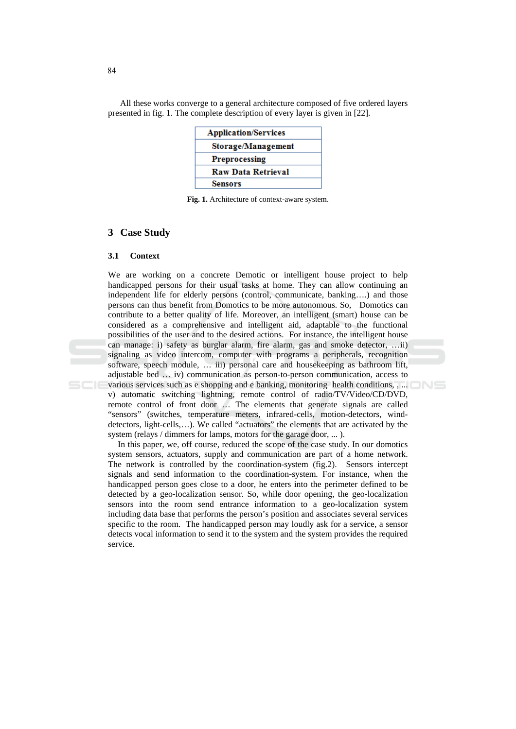All these works converge to a general architecture composed of five ordered layers presented in fig. 1. The complete description of every layer is given in [22].

| Application/Services |
|---|
| Storage/Management |
| Preprocessing |
| Raw Data Retrieval |
| Sensors |

**Fig. 1.** Architecture of context-aware system.

## 3 Case Study

### 3.1 Context

We are working on a concrete Demotic or intelligent house project to help handicapped persons for their usual tasks at home. They can allow continuing an independent life for elderly persons (control, communicate, banking….) and those persons can thus benefit from Domotics to be more autonomous. So, Domotics can contribute to a better quality of life. Moreover, an intelligent (smart) house can be considered as a comprehensive and intelligent aid, adaptable to the functional possibilities of the user and to the desired actions. For instance, the intelligent house can manage: i) safety as burglar alarm, fire alarm, gas and smoke detector, …ii) signaling as video intercom, computer with programs a peripherals, recognition software, speech module, … iii) personal care and housekeeping as bathroom lift, adjustable bed … iv) communication as person-to-person communication, access to various services such as e shopping and e banking, monitoring health conditions, , ... v) automatic switching lightning, remote control of radio/TV/Video/CD/DVD, remote control of front door … The elements that generate signals are called "sensors" (switches, temperature meters, infrared-cells, motion-detectors, wind-detectors, light-cells,…). We called "actuators" the elements that are activated by the system (relays / dimmers for lamps, motors for the garage door, ... ).

In this paper, we, off course, reduced the scope of the case study. In our domotics system sensors, actuators, supply and communication are part of a home network. The network is controlled by the coordination-system (fig.2). Sensors intercept signals and send information to the coordination-system. For instance, when the handicapped person goes close to a door, he enters into the perimeter defined to be detected by a geo-localization sensor. So, while door opening, the geo-localization sensors into the room send entrance information to a geo-localization system including data base that performs the person's position and associates several services specific to the room. The handicapped person may loudly ask for a service, a sensor detects vocal information to send it to the system and the system provides the required service.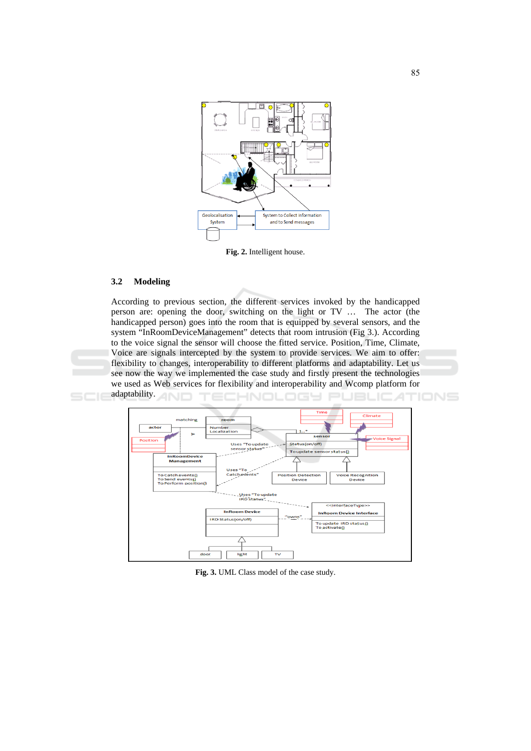Fig. 2. Intelligent house.

### 3.2 Modeling

According to previous section, the different services invoked by the handicapped person are: opening the door, switching on the light or TV … The actor (the handicapped person) goes into the room that is equipped by several sensors, and the system "InRoomDeviceManagement" detects that room intrusion (Fig 3.). According to the voice signal the sensor will choose the fitted service. Position, Time, Climate, Voice are signals intercepted by the system to provide services. We aim to offer: flexibility to changes, interoperability to different platforms and adaptability. Let us see now the way we implemented the case study and firstly present the technologies we used as Web services for flexibility and interoperability and Wcomp platform for adaptability.

Fig. 3. UML Class model of the case study.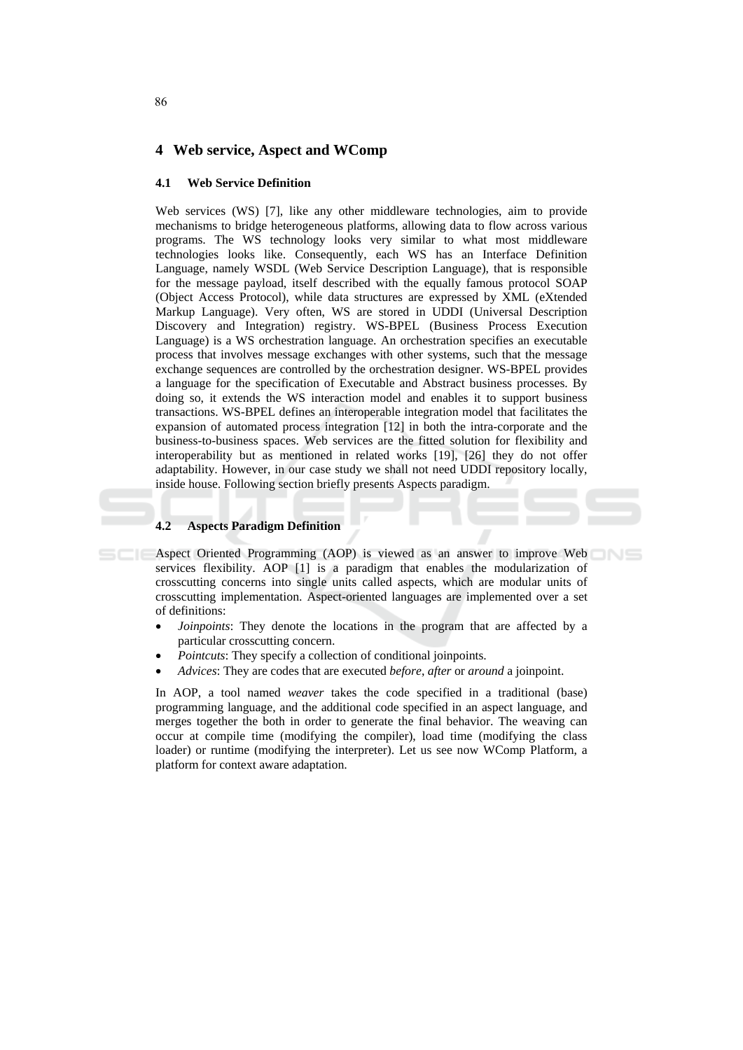## 4 Web service, Aspect and WComp

### 4.1 Web Service Definition

Web services (WS) [7], like any other middleware technologies, aim to provide mechanisms to bridge heterogeneous platforms, allowing data to flow across various programs. The WS technology looks very similar to what most middleware technologies looks like. Consequently, each WS has an Interface Definition Language, namely WSDL (Web Service Description Language), that is responsible for the message payload, itself described with the equally famous protocol SOAP (Object Access Protocol), while data structures are expressed by XML (eXtended Markup Language). Very often, WS are stored in UDDI (Universal Description Discovery and Integration) registry. WS-BPEL (Business Process Execution Language) is a WS orchestration language. An orchestration specifies an executable process that involves message exchanges with other systems, such that the message exchange sequences are controlled by the orchestration designer. WS-BPEL provides a language for the specification of Executable and Abstract business processes. By doing so, it extends the WS interaction model and enables it to support business transactions. WS-BPEL defines an interoperable integration model that facilitates the expansion of automated process integration [12] in both the intra-corporate and the business-to-business spaces. Web services are the fitted solution for flexibility and interoperability but as mentioned in related works [19], [26] they do not offer adaptability. However, in our case study we shall not need UDDI repository locally, inside house. Following section briefly presents Aspects paradigm.

### 4.2 Aspects Paradigm Definition

Aspect Oriented Programming (AOP) is viewed as an answer to improve Web services flexibility. AOP [1] is a paradigm that enables the modularization of crosscutting concerns into single units called aspects, which are modular units of crosscutting implementation. Aspect-oriented languages are implemented over a set of definitions:

- *Joinpoints*: They denote the locations in the program that are affected by a particular crosscutting concern.
- *Pointcuts*: They specify a collection of conditional joinpoints.
- *Advices*: They are codes that are executed *before*, *after* or *around* a joinpoint.

In AOP, a tool named *weaver* takes the code specified in a traditional (base) programming language, and the additional code specified in an aspect language, and merges together the both in order to generate the final behavior. The weaving can occur at compile time (modifying the compiler), load time (modifying the class loader) or runtime (modifying the interpreter). Let us see now WComp Platform, a platform for context aware adaptation.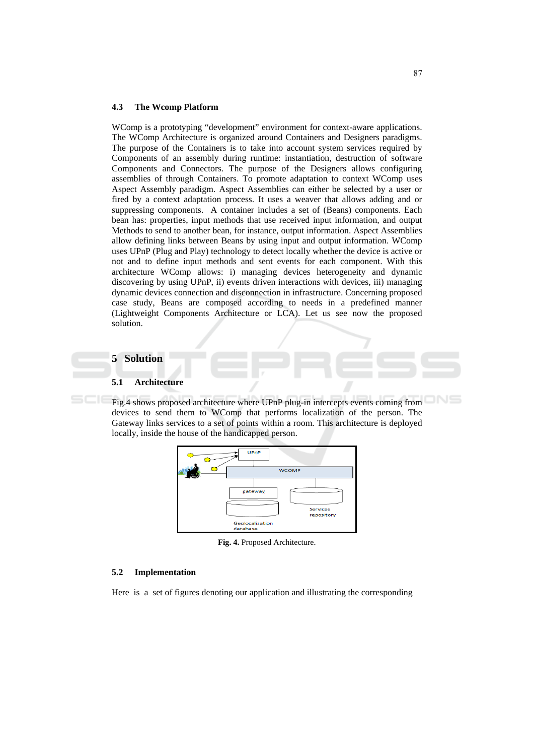### 4.3 The Wcomp Platform

WComp is a prototyping "development" environment for context-aware applications. The WComp Architecture is organized around Containers and Designers paradigms. The purpose of the Containers is to take into account system services required by Components of an assembly during runtime: instantiation, destruction of software Components and Connectors. The purpose of the Designers allows configuring assemblies of through Containers. To promote adaptation to context WComp uses Aspect Assembly paradigm. Aspect Assemblies can either be selected by a user or fired by a context adaptation process. It uses a weaver that allows adding and or suppressing components. A container includes a set of (Beans) components. Each bean has: properties, input methods that use received input information, and output Methods to send to another bean, for instance, output information. Aspect Assemblies allow defining links between Beans by using input and output information. WComp uses UPnP (Plug and Play) technology to detect locally whether the device is active or not and to define input methods and sent events for each component. With this architecture WComp allows: i) managing devices heterogeneity and dynamic discovering by using UPnP, ii) events driven interactions with devices, iii) managing dynamic devices connection and disconnection in infrastructure. Concerning proposed case study, Beans are composed according to needs in a predefined manner (Lightweight Components Architecture or LCA). Let us see now the proposed solution.

## 5 Solution

### 5.1 Architecture

Fig.4 shows proposed architecture where UPnP plug-in intercepts events coming from devices to send them to WComp that performs localization of the person. The Gateway links services to a set of points within a room. This architecture is deployed locally, inside the house of the handicapped person.

**Fig. 4.** Proposed Architecture.

### 5.2 Implementation

Here is a set of figures denoting our application and illustrating the corresponding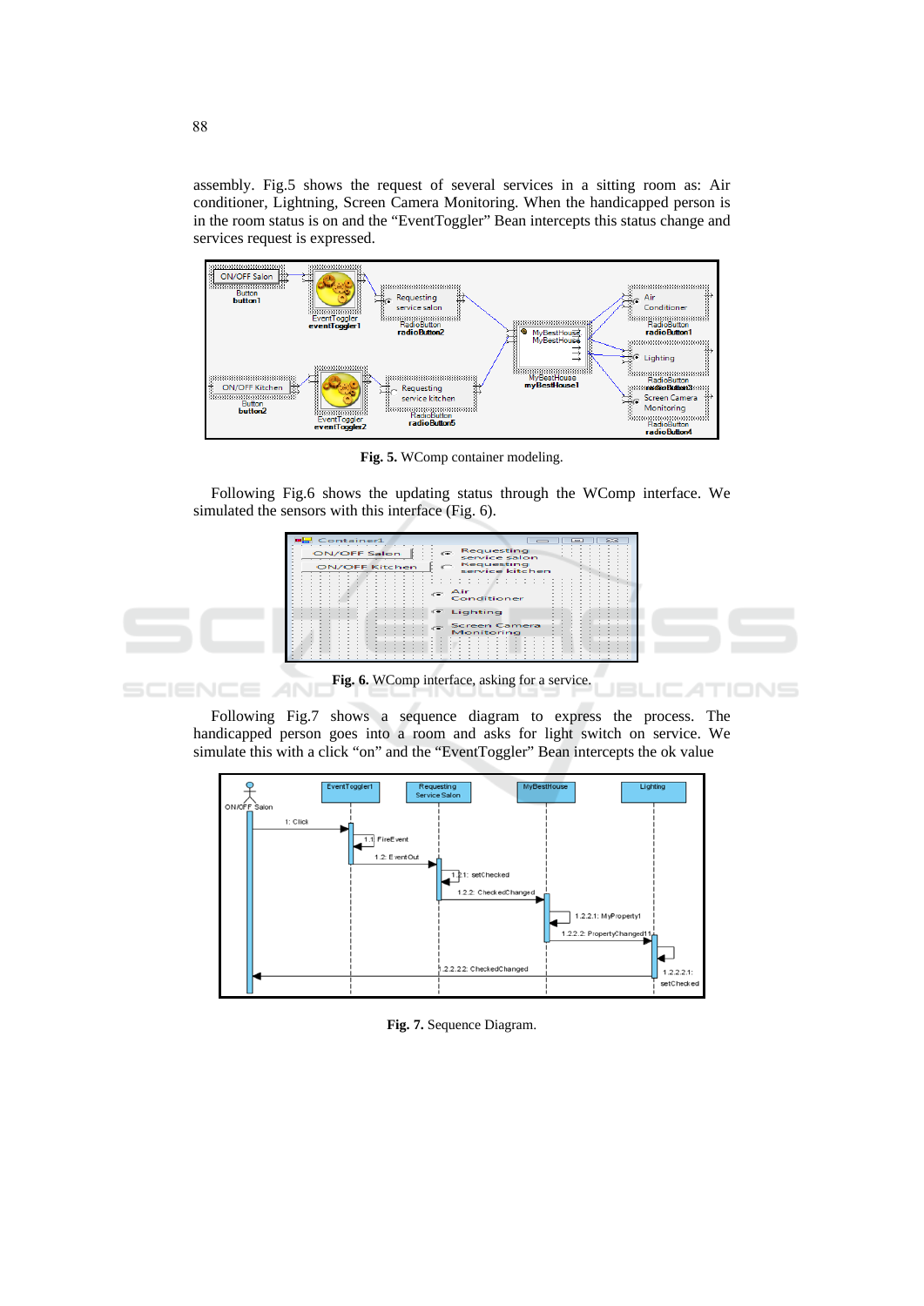assembly. Fig.5 shows the request of several services in a sitting room as: Air conditioner, Lightning, Screen Camera Monitoring. When the handicapped person is in the room status is on and the "EventToggler" Bean intercepts this status change and services request is expressed.

**Fig. 5.** WComp container modeling.

Following Fig.6 shows the updating status through the WComp interface. We simulated the sensors with this interface (Fig. 6).

**Fig. 6.** WComp interface, asking for a service.

Following Fig.7 shows a sequence diagram to express the process. The handicapped person goes into a room and asks for light switch on service. We simulate this with a click "on" and the "EventToggler" Bean intercepts the ok value

**Fig. 7.** Sequence Diagram.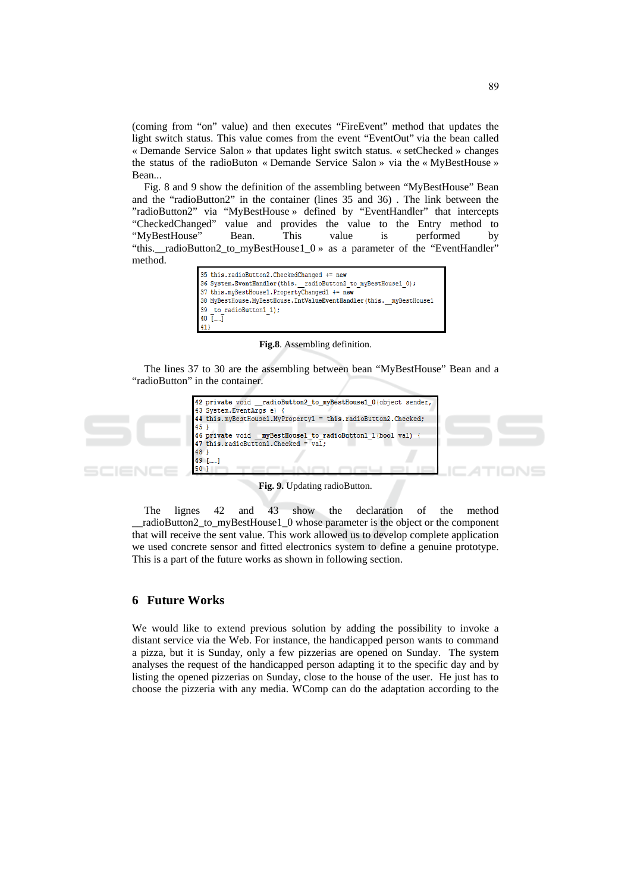(coming from "on" value) and then executes "FireEvent" method that updates the light switch status. This value comes from the event "EventOut" via the bean called « Demande Service Salon » that updates light switch status. « setChecked » changes the status of the radioButon « Demande Service Salon » via the « MyBestHouse » Bean...

Fig. 8 and 9 show the definition of the assembling between "MyBestHouse" Bean and the "radioButton2" in the container (lines 35 and 36) . The link between the "radioButton2" via "MyBestHouse » defined by "EventHandler" that intercepts "CheckedChanged" value and provides the value to the Entry method to "MyBestHouse" Bean. This value is performed by "this.__radioButton2_to_myBestHouse1_0 » as a parameter of the "EventHandler" method.

```
35 this.radioButton2.CheckedChanged += new
36 System.EventHandler(this.__radioButton2_to_myBestHouse1_0);
37 this.myBestHouse1.PropertyChanged1 += new
38 MyBestHouse.MyBestHouse.IntValueEventHandler(this.__myBestHouse1
39 _to_radioButton1_1);
40 [.....]
41}
```

**Fig.8**. Assembling definition.

The lines 37 to 30 are the assembling between bean "MyBestHouse" Bean and a "radioButton" in the container.

```
42 private void __radioButton2_to_myBestHouse1_0(object sender,
43 System.EventArgs e) {
44 this.myBestHouse1.MyProperty1 = this.radioButton2.Checked;
45 }
46 private void __myBestHouse1_to_radioButton1_1(bool val) {
47 this.radioButton1.Checked = val;
48 }
49 [.....]
50 }
```

**Fig. 9.** Updating radioButton.

The lignes 42 and 43 show the declaration of the method __radioButton2_to_myBestHouse1_0 whose parameter is the object or the component that will receive the sent value. This work allowed us to develop complete application we used concrete sensor and fitted electronics system to define a genuine prototype. This is a part of the future works as shown in following section.

## 6 Future Works

We would like to extend previous solution by adding the possibility to invoke a distant service via the Web. For instance, the handicapped person wants to command a pizza, but it is Sunday, only a few pizzerias are opened on Sunday. The system analyses the request of the handicapped person adapting it to the specific day and by listing the opened pizzerias on Sunday, close to the house of the user. He just has to choose the pizzeria with any media. WComp can do the adaptation according to the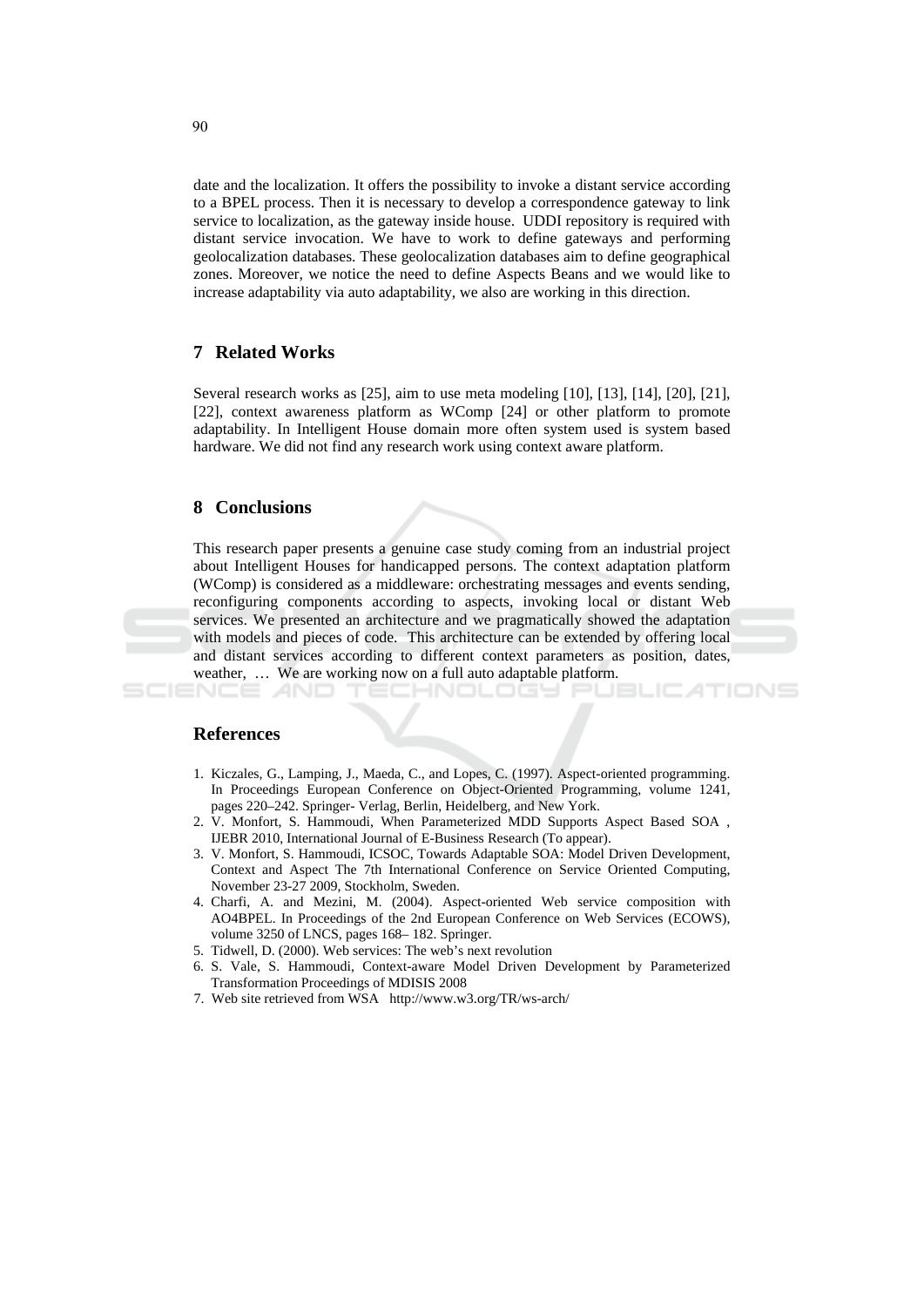date and the localization. It offers the possibility to invoke a distant service according to a BPEL process. Then it is necessary to develop a correspondence gateway to link service to localization, as the gateway inside house. UDDI repository is required with distant service invocation. We have to work to define gateways and performing geolocalization databases. These geolocalization databases aim to define geographical zones. Moreover, we notice the need to define Aspects Beans and we would like to increase adaptability via auto adaptability, we also are working in this direction.

## 7 Related Works

Several research works as [25], aim to use meta modeling [10], [13], [14], [20], [21], [22], context awareness platform as WComp [24] or other platform to promote adaptability. In Intelligent House domain more often system used is system based hardware. We did not find any research work using context aware platform.

## 8 Conclusions

This research paper presents a genuine case study coming from an industrial project about Intelligent Houses for handicapped persons. The context adaptation platform (WComp) is considered as a middleware: orchestrating messages and events sending, reconfiguring components according to aspects, invoking local or distant Web services. We presented an architecture and we pragmatically showed the adaptation with models and pieces of code. This architecture can be extended by offering local and distant services according to different context parameters as position, dates, weather, … We are working now on a full auto adaptable platform.

## References

1. Kiczales, G., Lamping, J., Maeda, C., and Lopes, C. (1997). Aspect-oriented programming. In Proceedings European Conference on Object-Oriented Programming, volume 1241, pages 220–242. Springer- Verlag, Berlin, Heidelberg, and New York.
2. V. Monfort, S. Hammoudi, When Parameterized MDD Supports Aspect Based SOA , IJEBR 2010, International Journal of E-Business Research (To appear).
3. V. Monfort, S. Hammoudi, ICSOC, Towards Adaptable SOA: Model Driven Development, Context and Aspect The 7th International Conference on Service Oriented Computing, November 23-27 2009, Stockholm, Sweden.
4. Charfi, A. and Mezini, M. (2004). Aspect-oriented Web service composition with AO4BPEL. In Proceedings of the 2nd European Conference on Web Services (ECOWS), volume 3250 of LNCS, pages 168– 182. Springer.
5. Tidwell, D. (2000). Web services: The web's next revolution
6. S. Vale, S. Hammoudi, Context-aware Model Driven Development by Parameterized Transformation Proceedings of MDISIS 2008
7. Web site retrieved from WSA http://www.w3.org/TR/ws-arch/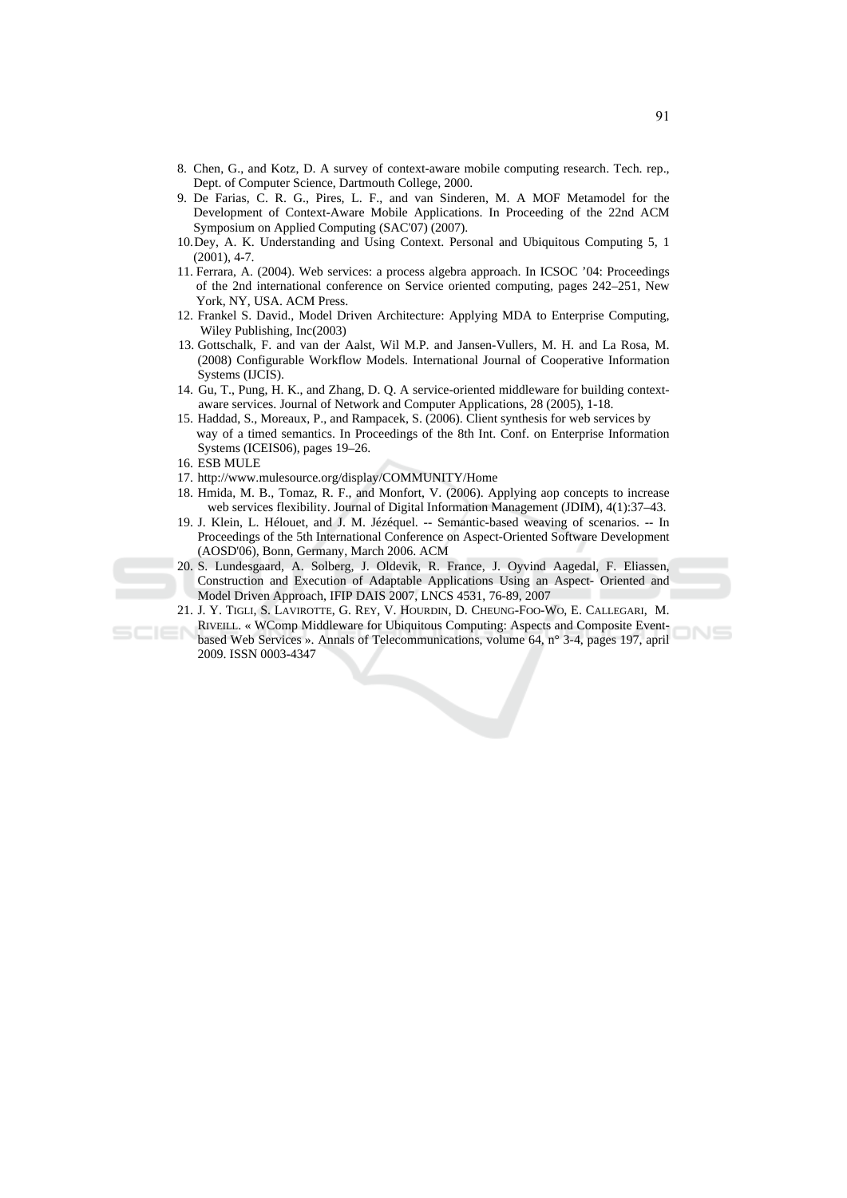8. Chen, G., and Kotz, D. A survey of context-aware mobile computing research. Tech. rep., Dept. of Computer Science, Dartmouth College, 2000.
9. De Farias, C. R. G., Pires, L. F., and van Sinderen, M. A MOF Metamodel for the Development of Context-Aware Mobile Applications. In Proceeding of the 22nd ACM Symposium on Applied Computing (SAC'07) (2007).
10. Dey, A. K. Understanding and Using Context. Personal and Ubiquitous Computing 5, 1 (2001), 4-7.
11. Ferrara, A. (2004). Web services: a process algebra approach. In ICSOC '04: Proceedings of the 2nd international conference on Service oriented computing, pages 242–251, New York, NY, USA. ACM Press.
12. Frankel S. David., Model Driven Architecture: Applying MDA to Enterprise Computing, Wiley Publishing, Inc(2003)
13. Gottschalk, F. and van der Aalst, Wil M.P. and Jansen-Vullers, M. H. and La Rosa, M. (2008) Configurable Workflow Models. International Journal of Cooperative Information Systems (IJCIS).
14. Gu, T., Pung, H. K., and Zhang, D. Q. A service-oriented middleware for building context-aware services. Journal of Network and Computer Applications, 28 (2005), 1-18.
15. Haddad, S., Moreaux, P., and Rampacek, S. (2006). Client synthesis for web services by way of a timed semantics. In Proceedings of the 8th Int. Conf. on Enterprise Information Systems (ICEIS06), pages 19–26.
16. ESB MULE
17. http://www.mulesource.org/display/COMMUNITY/Home
18. Hmida, M. B., Tomaz, R. F., and Monfort, V. (2006). Applying aop concepts to increase web services flexibility. Journal of Digital Information Management (JDIM), 4(1):37–43.
19. J. Klein, L. Hélouet, and J. M. Jézéquel. -- Semantic-based weaving of scenarios. -- In Proceedings of the 5th International Conference on Aspect-Oriented Software Development (AOSD'06), Bonn, Germany, March 2006. ACM
20. S. Lundesgaard, A. Solberg, J. Oldevik, R. France, J. Oyvind Aagedal, F. Eliassen, Construction and Execution of Adaptable Applications Using an Aspect- Oriented and Model Driven Approach, IFIP DAIS 2007, LNCS 4531, 76-89, 2007
21. J. Y. Tigli, S. Lavirotte, G. Rey, V. Hourdin, D. Cheung-Foo-Wo, E. Callegari, M. Riveill. « WComp Middleware for Ubiquitous Computing: Aspects and Composite Event-based Web Services ». Annals of Telecommunications, volume 64, n° 3-4, pages 197, april 2009. ISSN 0003-4347